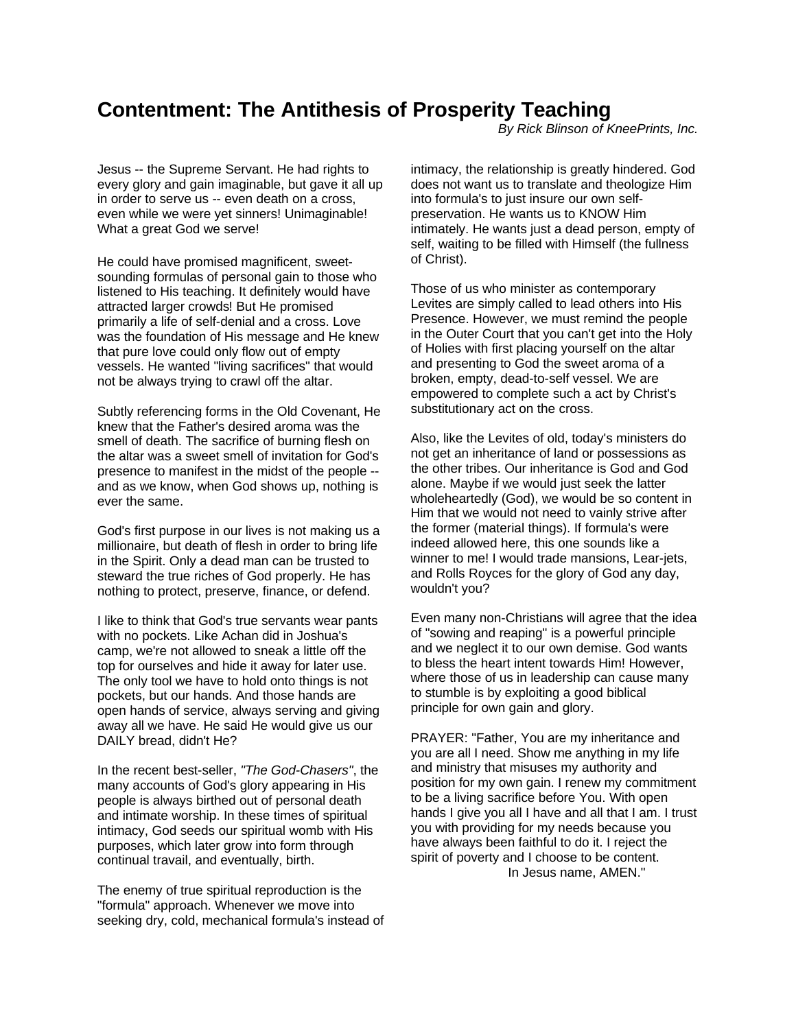# Contentment: The Antithesis of Prosperity Teaching

*By Rick Blinson of KneePrints, Inc.*

Jesus -- the Supreme Servant. He had rights to every glory and gain imaginable, but gave it all up in order to serve us -- even death on a cross, even while we were yet sinners! Unimaginable! What a great God we serve!

He could have promised magnificent, sweet-sounding formulas of personal gain to those who listened to His teaching. It definitely would have attracted larger crowds! But He promised primarily a life of self-denial and a cross. Love was the foundation of His message and He knew that pure love could only flow out of empty vessels. He wanted "living sacrifices" that would not be always trying to crawl off the altar.

Subtly referencing forms in the Old Covenant, He knew that the Father's desired aroma was the smell of death. The sacrifice of burning flesh on the altar was a sweet smell of invitation for God's presence to manifest in the midst of the people -- and as we know, when God shows up, nothing is ever the same.

God's first purpose in our lives is not making us a millionaire, but death of flesh in order to bring life in the Spirit. Only a dead man can be trusted to steward the true riches of God properly. He has nothing to protect, preserve, finance, or defend.

I like to think that God's true servants wear pants with no pockets. Like Achan did in Joshua's camp, we're not allowed to sneak a little off the top for ourselves and hide it away for later use. The only tool we have to hold onto things is not pockets, but our hands. And those hands are open hands of service, always serving and giving away all we have. He said He would give us our DAILY bread, didn't He?

In the recent best-seller, *"The God-Chasers"*, the many accounts of God's glory appearing in His people is always birthed out of personal death and intimate worship. In these times of spiritual intimacy, God seeds our spiritual womb with His purposes, which later grow into form through continual travail, and eventually, birth.

The enemy of true spiritual reproduction is the "formula" approach. Whenever we move into seeking dry, cold, mechanical formula's instead of intimacy, the relationship is greatly hindered. God does not want us to translate and theologize Him into formula's to just insure our own self-preservation. He wants us to KNOW Him intimately. He wants just a dead person, empty of self, waiting to be filled with Himself (the fullness of Christ).

Those of us who minister as contemporary Levites are simply called to lead others into His Presence. However, we must remind the people in the Outer Court that you can't get into the Holy of Holies with first placing yourself on the altar and presenting to God the sweet aroma of a broken, empty, dead-to-self vessel. We are empowered to complete such a act by Christ's substitutionary act on the cross.

Also, like the Levites of old, today's ministers do not get an inheritance of land or possessions as the other tribes. Our inheritance is God and God alone. Maybe if we would just seek the latter wholeheartedly (God), we would be so content in Him that we would not need to vainly strive after the former (material things). If formula's were indeed allowed here, this one sounds like a winner to me! I would trade mansions, Lear-jets, and Rolls Royces for the glory of God any day, wouldn't you?

Even many non-Christians will agree that the idea of "sowing and reaping" is a powerful principle and we neglect it to our own demise. God wants to bless the heart intent towards Him! However, where those of us in leadership can cause many to stumble is by exploiting a good biblical principle for own gain and glory.

PRAYER: "Father, You are my inheritance and you are all I need. Show me anything in my life and ministry that misuses my authority and position for my own gain. I renew my commitment to be a living sacrifice before You. With open hands I give you all I have and all that I am. I trust you with providing for my needs because you have always been faithful to do it. I reject the spirit of poverty and I choose to be content.
In Jesus name, AMEN."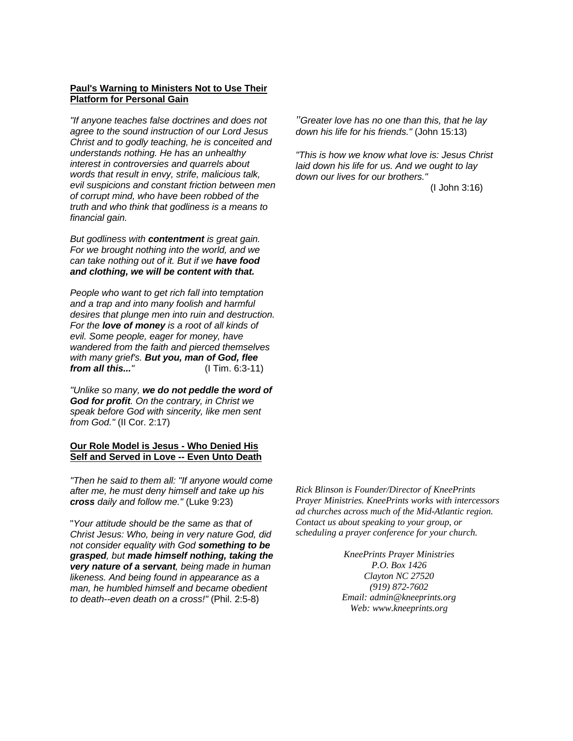**Paul's Warning to Ministers Not to Use Their Platform for Personal Gain**

*"If anyone teaches false doctrines and does not agree to the sound instruction of our Lord Jesus Christ and to godly teaching, he is conceited and understands nothing. He has an unhealthy interest in controversies and quarrels about words that result in envy, strife, malicious talk, evil suspicions and constant friction between men of corrupt mind, who have been robbed of the truth and who think that godliness is a means to financial gain.*

*But godliness with **contentment** is great gain. For we brought nothing into the world, and we can take nothing out of it. But if we **have food and clothing, we will be content with that.***

*People who want to get rich fall into temptation and a trap and into many foolish and harmful desires that plunge men into ruin and destruction. For the **love of money** is a root of all kinds of evil. Some people, eager for money, have wandered from the faith and pierced themselves with many grief's. **But you, man of God, flee from all this...**"* (I Tim. 6:3-11)

*"Unlike so many, **we do not peddle the word of God for profit**. On the contrary, in Christ we speak before God with sincerity, like men sent from God."* (II Cor. 2:17)

**Our Role Model is Jesus - Who Denied His Self and Served in Love -- Even Unto Death**

*"Then he said to them all: "If anyone would come after me, he must deny himself and take up his **cross** daily and follow me."* (Luke 9:23)

"*Your attitude should be the same as that of Christ Jesus: Who, being in very nature God, did not consider equality with God **something to be grasped**, but **made himself nothing, taking the very nature of a servant**, being made in human likeness. And being found in appearance as a man, he humbled himself and became obedient to death--even death on a cross!"* (Phil. 2:5-8)

*"Greater love has no one than this, that he lay down his life for his friends."* (John 15:13)

*"This is how we know what love is: Jesus Christ laid down his life for us. And we ought to lay down our lives for our brothers."* (I John 3:16)

*Rick Blinson is Founder/Director of KneePrints Prayer Ministries. KneePrints works with intercessors ad churches across much of the Mid-Atlantic region. Contact us about speaking to your group, or scheduling a prayer conference for your church.*

*KneePrints Prayer Ministries*
*P.O. Box 1426*
*Clayton NC 27520*
*(919) 872-7602*
*Email: admin@kneeprints.org*
*Web: www.kneeprints.org*